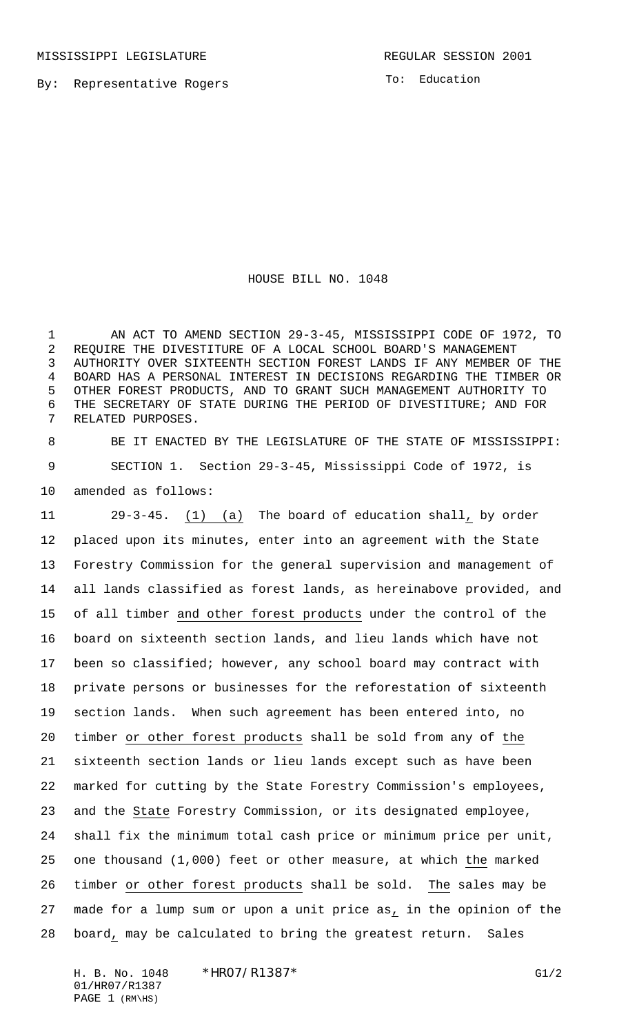MISSISSIPPI LEGISLATURE REGULAR SESSION 2001

By: Representative Rogers

To: Education

# HOUSE BILL NO. 1048

AN ACT TO AMEND SECTION 29-3-45, MISSISSIPPI CODE OF 1972, TO REQUIRE THE DIVESTITURE OF A LOCAL SCHOOL BOARD'S MANAGEMENT AUTHORITY OVER SIXTEENTH SECTION FOREST LANDS IF ANY MEMBER OF THE BOARD HAS A PERSONAL INTEREST IN DECISIONS REGARDING THE TIMBER OR OTHER FOREST PRODUCTS, AND TO GRANT SUCH MANAGEMENT AUTHORITY TO THE SECRETARY OF STATE DURING THE PERIOD OF DIVESTITURE; AND FOR RELATED PURPOSES.

BE IT ENACTED BY THE LEGISLATURE OF THE STATE OF MISSISSIPPI:

SECTION 1. Section 29-3-45, Mississippi Code of 1972, is amended as follows:

29-3-45. (1) (a) The board of education shall, by order placed upon its minutes, enter into an agreement with the State Forestry Commission for the general supervision and management of all lands classified as forest lands, as hereinabove provided, and of all timber and other forest products under the control of the board on sixteenth section lands, and lieu lands which have not been so classified; however, any school board may contract with private persons or businesses for the reforestation of sixteenth section lands. When such agreement has been entered into, no timber or other forest products shall be sold from any of the sixteenth section lands or lieu lands except such as have been marked for cutting by the State Forestry Commission's employees, and the State Forestry Commission, or its designated employee, shall fix the minimum total cash price or minimum price per unit, one thousand (1,000) feet or other measure, at which the marked timber or other forest products shall be sold. The sales may be made for a lump sum or upon a unit price as, in the opinion of the board, may be calculated to bring the greatest return. Sales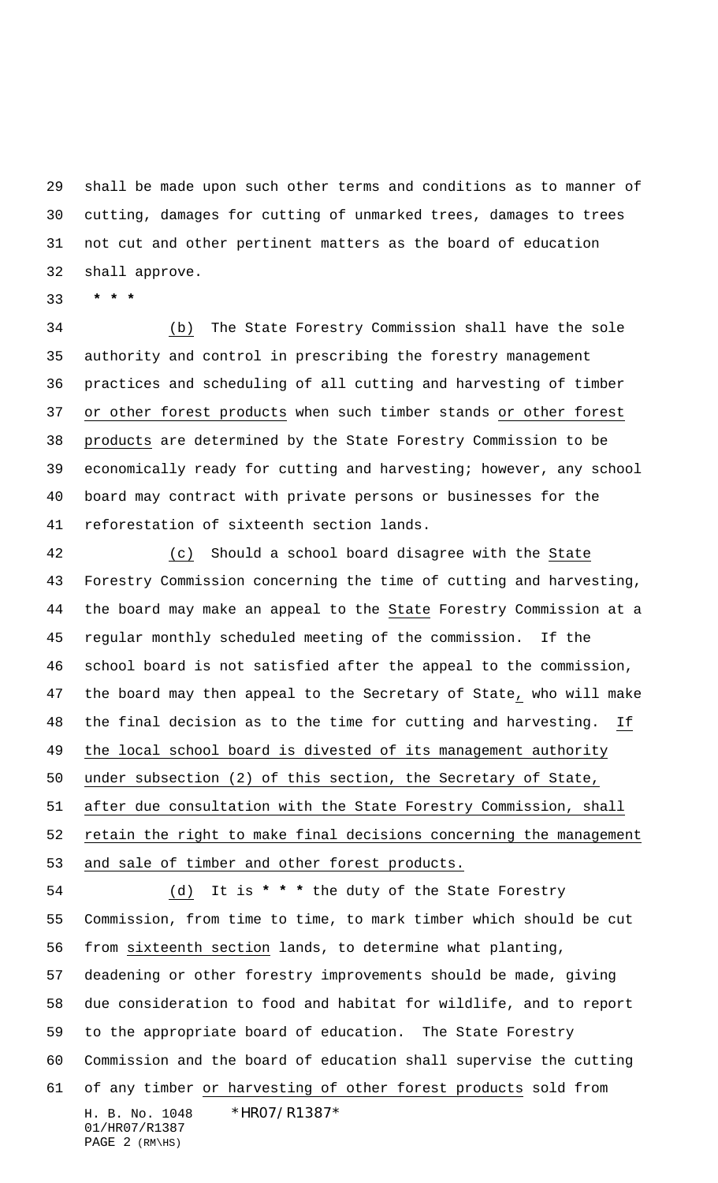shall be made upon such other terms and conditions as to manner of cutting, damages for cutting of unmarked trees, damages to trees not cut and other pertinent matters as the board of education shall approve.

* * *

(b) The State Forestry Commission shall have the sole authority and control in prescribing the forestry management practices and scheduling of all cutting and harvesting of timber or other forest products when such timber stands or other forest products are determined by the State Forestry Commission to be economically ready for cutting and harvesting; however, any school board may contract with private persons or businesses for the reforestation of sixteenth section lands.

(c) Should a school board disagree with the State Forestry Commission concerning the time of cutting and harvesting, the board may make an appeal to the State Forestry Commission at a regular monthly scheduled meeting of the commission. If the school board is not satisfied after the appeal to the commission, the board may then appeal to the Secretary of State, who will make the final decision as to the time for cutting and harvesting. If the local school board is divested of its management authority under subsection (2) of this section, the Secretary of State, after due consultation with the State Forestry Commission, shall retain the right to make final decisions concerning the management and sale of timber and other forest products.

(d) It is * * * the duty of the State Forestry Commission, from time to time, to mark timber which should be cut from sixteenth section lands, to determine what planting, deadening or other forestry improvements should be made, giving due consideration to food and habitat for wildlife, and to report to the appropriate board of education. The State Forestry Commission and the board of education shall supervise the cutting of any timber or harvesting of other forest products sold from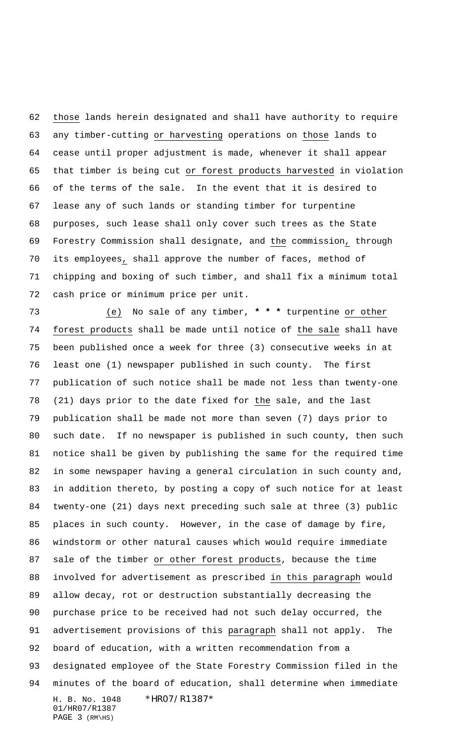those lands herein designated and shall have authority to require any timber-cutting or harvesting operations on those lands to cease until proper adjustment is made, whenever it shall appear that timber is being cut or forest products harvested in violation of the terms of the sale. In the event that it is desired to lease any of such lands or standing timber for turpentine purposes, such lease shall only cover such trees as the State Forestry Commission shall designate, and the commission, through its employees, shall approve the number of faces, method of chipping and boxing of such timber, and shall fix a minimum total cash price or minimum price per unit.

(e) No sale of any timber, * * * turpentine or other forest products shall be made until notice of the sale shall have been published once a week for three (3) consecutive weeks in at least one (1) newspaper published in such county. The first publication of such notice shall be made not less than twenty-one (21) days prior to the date fixed for the sale, and the last publication shall be made not more than seven (7) days prior to such date. If no newspaper is published in such county, then such notice shall be given by publishing the same for the required time in some newspaper having a general circulation in such county and, in addition thereto, by posting a copy of such notice for at least twenty-one (21) days next preceding such sale at three (3) public places in such county. However, in the case of damage by fire, windstorm or other natural causes which would require immediate sale of the timber or other forest products, because the time involved for advertisement as prescribed in this paragraph would allow decay, rot or destruction substantially decreasing the purchase price to be received had not such delay occurred, the advertisement provisions of this paragraph shall not apply. The board of education, with a written recommendation from a designated employee of the State Forestry Commission filed in the minutes of the board of education, shall determine when immediate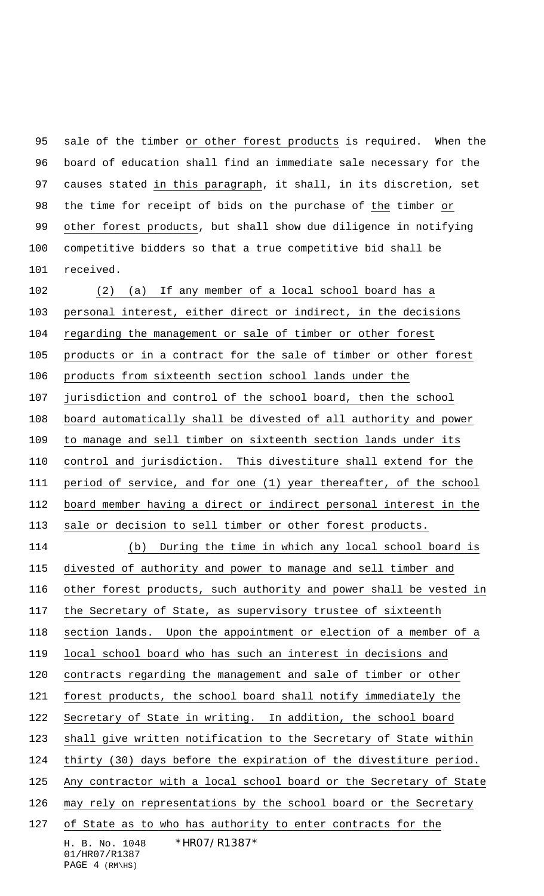sale of the timber or other forest products is required. When the board of education shall find an immediate sale necessary for the causes stated in this paragraph, it shall, in its discretion, set the time for receipt of bids on the purchase of the timber or other forest products, but shall show due diligence in notifying competitive bidders so that a true competitive bid shall be received.

(2) (a) If any member of a local school board has a personal interest, either direct or indirect, in the decisions regarding the management or sale of timber or other forest products or in a contract for the sale of timber or other forest products from sixteenth section school lands under the jurisdiction and control of the school board, then the school board automatically shall be divested of all authority and power to manage and sell timber on sixteenth section lands under its control and jurisdiction. This divestiture shall extend for the period of service, and for one (1) year thereafter, of the school board member having a direct or indirect personal interest in the sale or decision to sell timber or other forest products.

(b) During the time in which any local school board is divested of authority and power to manage and sell timber and other forest products, such authority and power shall be vested in the Secretary of State, as supervisory trustee of sixteenth section lands. Upon the appointment or election of a member of a local school board who has such an interest in decisions and contracts regarding the management and sale of timber or other forest products, the school board shall notify immediately the Secretary of State in writing. In addition, the school board shall give written notification to the Secretary of State within thirty (30) days before the expiration of the divestiture period. Any contractor with a local school board or the Secretary of State may rely on representations by the school board or the Secretary of State as to who has authority to enter contracts for the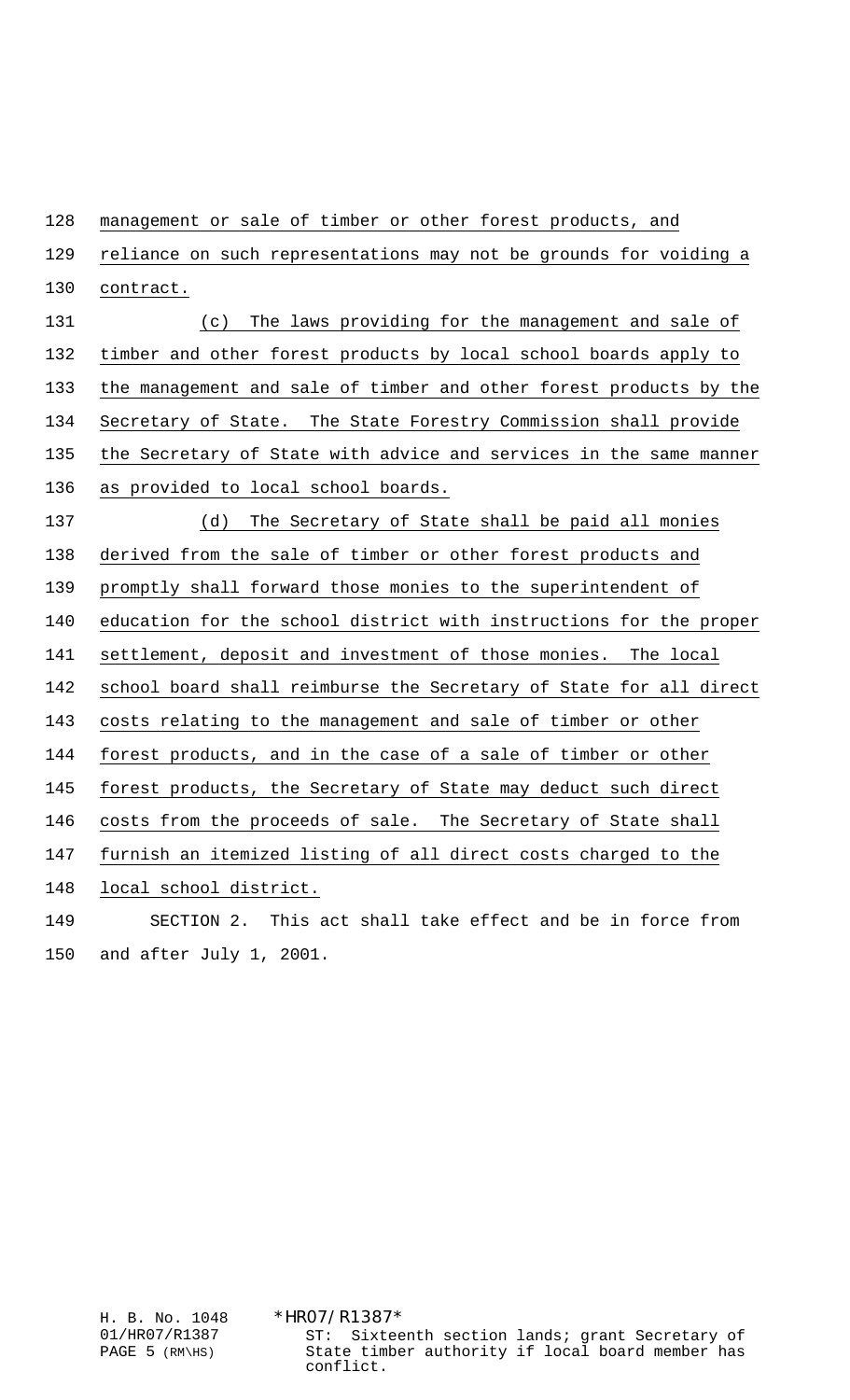management or sale of timber or other forest products, and reliance on such representations may not be grounds for voiding a contract.

(c) The laws providing for the management and sale of timber and other forest products by local school boards apply to the management and sale of timber and other forest products by the Secretary of State. The State Forestry Commission shall provide the Secretary of State with advice and services in the same manner as provided to local school boards.

(d) The Secretary of State shall be paid all monies derived from the sale of timber or other forest products and promptly shall forward those monies to the superintendent of education for the school district with instructions for the proper settlement, deposit and investment of those monies. The local school board shall reimburse the Secretary of State for all direct costs relating to the management and sale of timber or other forest products, and in the case of a sale of timber or other forest products, the Secretary of State may deduct such direct costs from the proceeds of sale. The Secretary of State shall furnish an itemized listing of all direct costs charged to the local school district.

SECTION 2. This act shall take effect and be in force from and after July 1, 2001.

ST: Sixteenth section lands; grant Secretary of State timber authority if local board member has conflict.